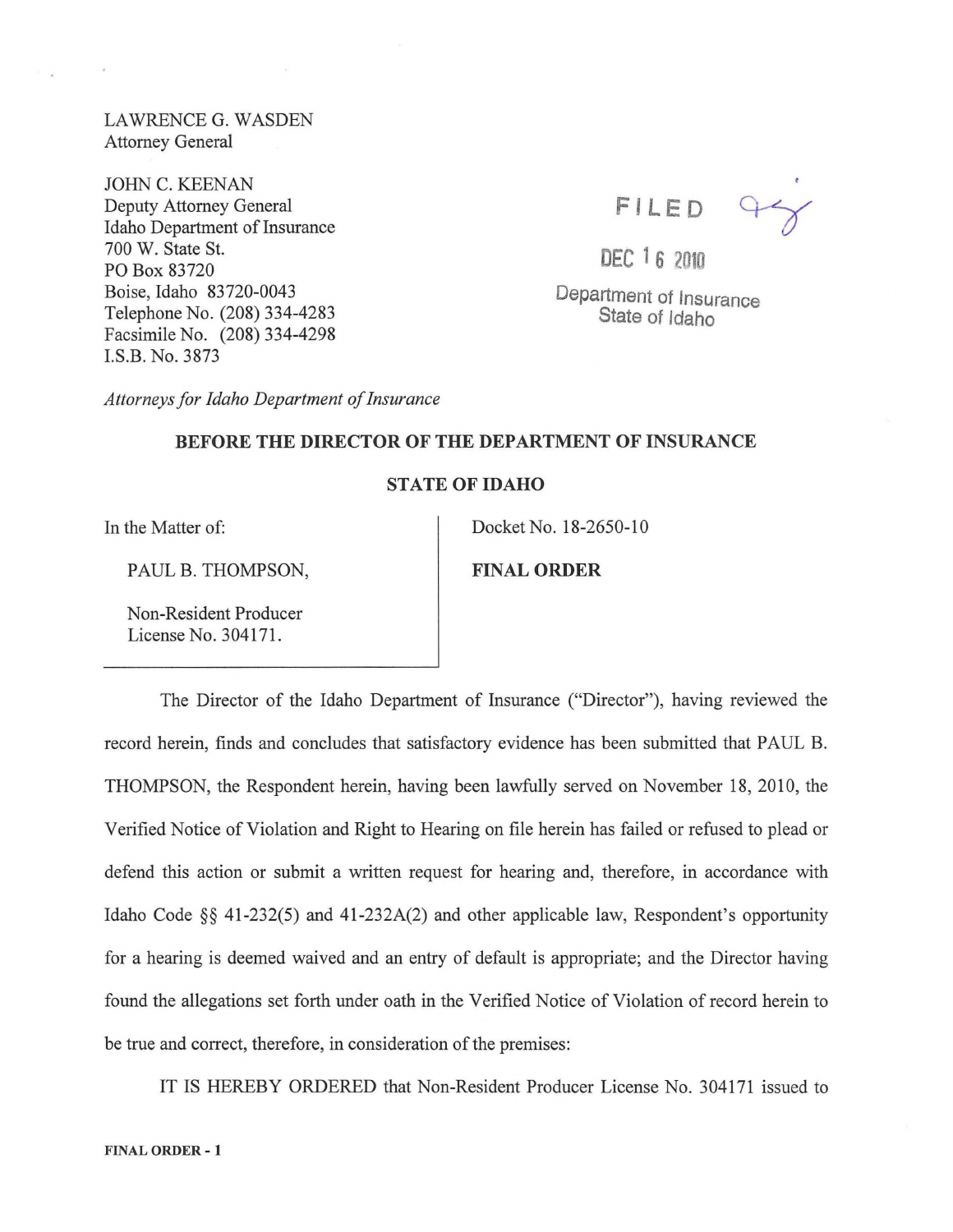LAWRENCE G. WASDEN
Attorney General

JOHN C. KEENAN
Deputy Attorney General
Idaho Department of Insurance
700 W. State St.
PO Box 83720
Boise, Idaho 83720-0043
Telephone No. (208) 334-4283
Facsimile No. (208) 334-4298
I.S.B. No. 3873

FILED

DEC 16 2010

Department of Insurance
State of Idaho

*Attorneys for Idaho Department of Insurance*

**BEFORE THE DIRECTOR OF THE DEPARTMENT OF INSURANCE**

**STATE OF IDAHO**

| In the Matter of: | Docket No. 18-2650-10 |
|---|---|
| PAUL B. THOMPSON, | **FINAL ORDER** |
| Non-Resident Producer License No. 304171. | |

The Director of the Idaho Department of Insurance ("Director"), having reviewed the record herein, finds and concludes that satisfactory evidence has been submitted that PAUL B. THOMPSON, the Respondent herein, having been lawfully served on November 18, 2010, the Verified Notice of Violation and Right to Hearing on file herein has failed or refused to plead or defend this action or submit a written request for hearing and, therefore, in accordance with Idaho Code §§ 41-232(5) and 41-232A(2) and other applicable law, Respondent's opportunity for a hearing is deemed waived and an entry of default is appropriate; and the Director having found the allegations set forth under oath in the Verified Notice of Violation of record herein to be true and correct, therefore, in consideration of the premises:

IT IS HEREBY ORDERED that Non-Resident Producer License No. 304171 issued to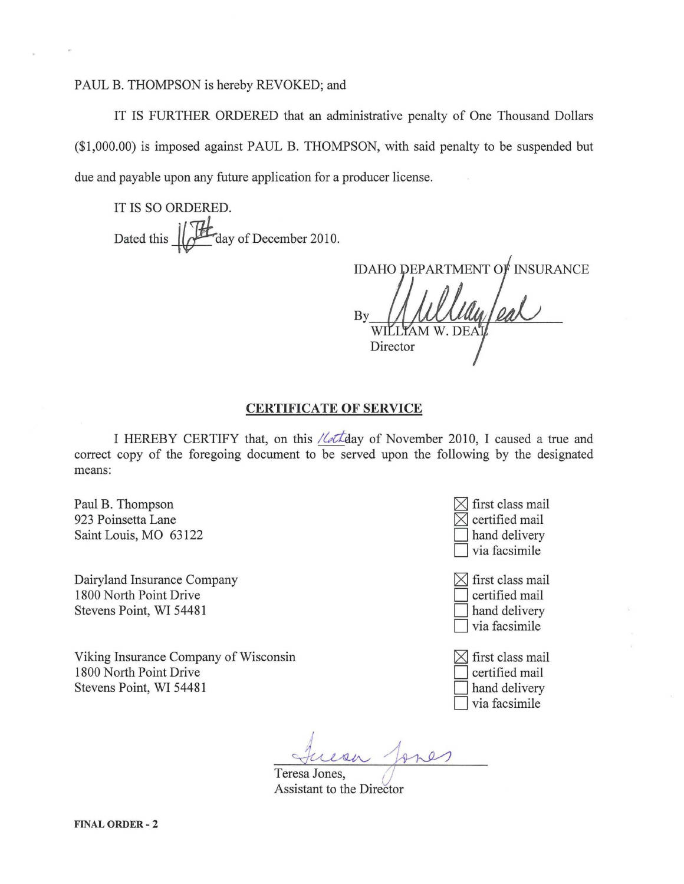PAUL B. THOMPSON is hereby REVOKED; and

IT IS FURTHER ORDERED that an administrative penalty of One Thousand Dollars ($1,000.00) is imposed against PAUL B. THOMPSON, with said penalty to be suspended but due and payable upon any future application for a producer license.

IT IS SO ORDERED.

Dated this 16th day of December 2010.

IDAHO DEPARTMENT OF INSURANCE

By William W. Deal
WILLIAM W. DEAL
Director

## CERTIFICATE OF SERVICE

I HEREBY CERTIFY that, on this 16th day of November 2010, I caused a true and correct copy of the foregoing document to be served upon the following by the designated means:

| | |
|---|---|
| Paul B. Thompson<br>923 Poinsetta Lane<br>Saint Louis, MO 63122 | ☒ first class mail<br>☒ certified mail<br>☐ hand delivery<br>☐ via facsimile |
| Dairyland Insurance Company<br>1800 North Point Drive<br>Stevens Point, WI 54481 | ☒ first class mail<br>☐ certified mail<br>☐ hand delivery<br>☐ via facsimile |
| Viking Insurance Company of Wisconsin<br>1800 North Point Drive<br>Stevens Point, WI 54481 | ☒ first class mail<br>☐ certified mail<br>☐ hand delivery<br>☐ via facsimile |

Teresa Jones
Teresa Jones,
Assistant to the Director

**FINAL ORDER - 2**